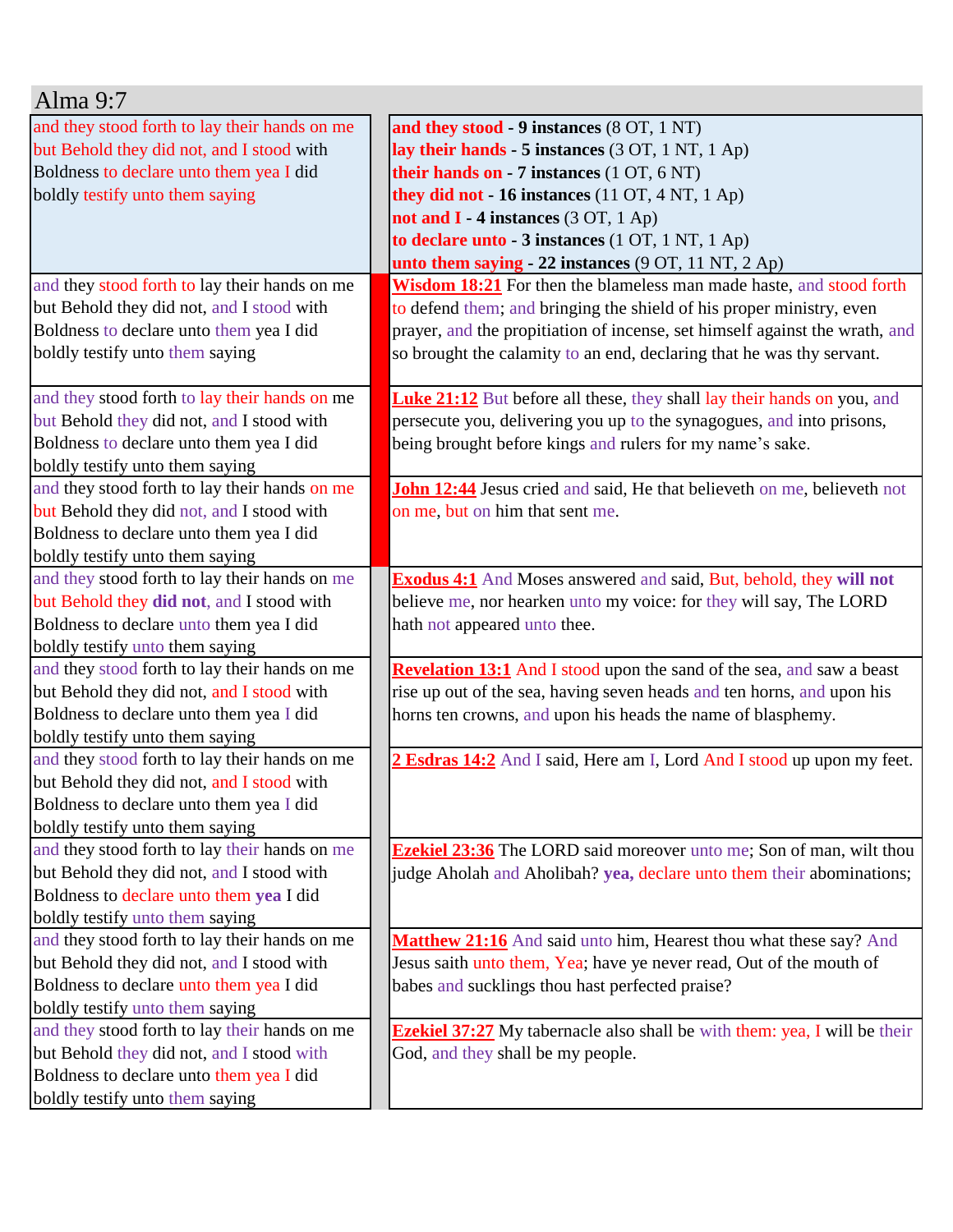# Alma 9:7

| and they stood forth to lay their hands on me but Behold they did not, and I stood with Boldness to declare unto them yea I did boldly testify unto them saying | **and they stood - 9 instances** (8 OT, 1 NT)<br>**lay their hands - 5 instances** (3 OT, 1 NT, 1 Ap)<br>**their hands on - 7 instances** (1 OT, 6 NT)<br>**they did not - 16 instances** (11 OT, 4 NT, 1 Ap)<br>**not and I - 4 instances** (3 OT, 1 Ap)<br>**to declare unto - 3 instances** (1 OT, 1 NT, 1 Ap)<br>**unto them saying - 22 instances** (9 OT, 11 NT, 2 Ap) |
|---|---|
| and they stood forth to lay their hands on me but Behold they did not, and I stood with Boldness to declare unto them yea I did boldly testify unto them saying | **Wisdom 18:21** For then the blameless man made haste, and stood forth to defend them; and bringing the shield of his proper ministry, even prayer, and the propitiation of incense, set himself against the wrath, and so brought the calamity to an end, declaring that he was thy servant. |
| and they stood forth to lay their hands on me but Behold they did not, and I stood with Boldness to declare unto them yea I did boldly testify unto them saying | **Luke 21:12** But before all these, they shall lay their hands on you, and persecute you, delivering you up to the synagogues, and into prisons, being brought before kings and rulers for my name's sake. |
| and they stood forth to lay their hands on me but Behold they did not, and I stood with Boldness to declare unto them yea I did boldly testify unto them saying | **John 12:44** Jesus cried and said, He that believeth on me, believeth not on me, but on him that sent me. |
| and they stood forth to lay their hands on me but Behold they **did not**, and I stood with Boldness to declare unto them yea I did boldly testify unto them saying | **Exodus 4:1** And Moses answered and said, But, behold, they **will not** believe me, nor hearken unto my voice: for they will say, The LORD hath not appeared unto thee. |
| and they stood forth to lay their hands on me but Behold they did not, and I stood with Boldness to declare unto them yea I did boldly testify unto them saying | **Revelation 13:1** And I stood upon the sand of the sea, and saw a beast rise up out of the sea, having seven heads and ten horns, and upon his horns ten crowns, and upon his heads the name of blasphemy. |
| and they stood forth to lay their hands on me but Behold they did not, and I stood with Boldness to declare unto them yea I did boldly testify unto them saying | **2 Esdras 14:2** And I said, Here am I, Lord And I stood up upon my feet. |
| and they stood forth to lay their hands on me but Behold they did not, and I stood with Boldness to declare unto them **yea** I did boldly testify unto them saying | **Ezekiel 23:36** The LORD said moreover unto me; Son of man, wilt thou judge Aholah and Aholibah? **yea,** declare unto them their abominations; |
| and they stood forth to lay their hands on me but Behold they did not, and I stood with Boldness to declare unto them yea I did boldly testify unto them saying | **Matthew 21:16** And said unto him, Hearest thou what these say? And Jesus saith unto them, Yea; have ye never read, Out of the mouth of babes and sucklings thou hast perfected praise? |
| and they stood forth to lay their hands on me but Behold they did not, and I stood with Boldness to declare unto them yea I did boldly testify unto them saying | **Ezekiel 37:27** My tabernacle also shall be with them: yea, I will be their God, and they shall be my people. |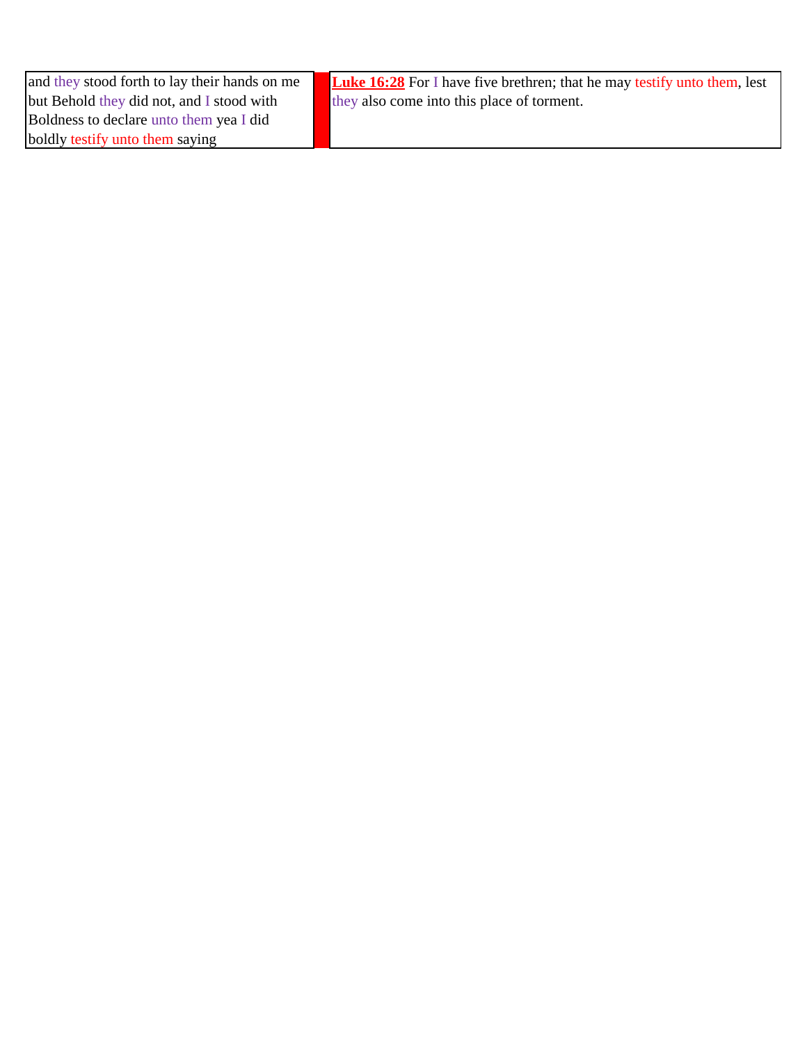| | | |
|---|---|---|
| and they stood forth to lay their hands on me but Behold they did not, and I stood with Boldness to declare unto them yea I did boldly testify unto them saying | | **Luke 16:28** For I have five brethren; that he may testify unto them, lest they also come into this place of torment. |